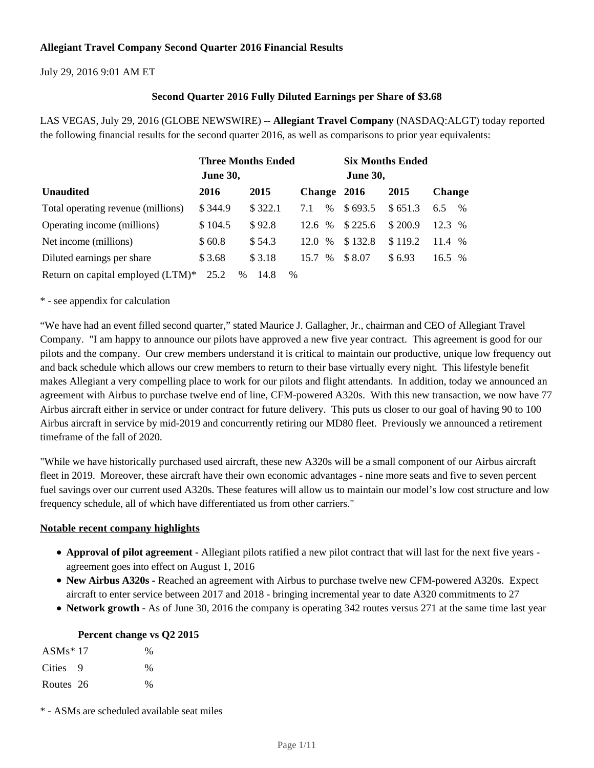**Allegiant Travel Company Second Quarter 2016 Financial Results**

July 29, 2016 9:01 AM ET

**Second Quarter 2016 Fully Diluted Earnings per Share of $3.68**

LAS VEGAS, July 29, 2016 (GLOBE NEWSWIRE) -- **Allegiant Travel Company** (NASDAQ:ALGT) today reported the following financial results for the second quarter 2016, as well as comparisons to prior year equivalents:

| | **Three Months Ended June 30,** | | | **Six Months Ended June 30,** | | |
|---|---|---|---|---|---|---|
| **Unaudited** | **2016** | **2015** | **Change** | **2016** | **2015** | **Change** |
| Total operating revenue (millions) | $ 344.9 | $ 322.1 | 7.1 % | $ 693.5 | $ 651.3 | 6.5 % |
| Operating income (millions) | $ 104.5 | $ 92.8 | 12.6 % | $ 225.6 | $ 200.9 | 12.3 % |
| Net income (millions) | $ 60.8 | $ 54.3 | 12.0 % | $ 132.8 | $ 119.2 | 11.4 % |
| Diluted earnings per share | $ 3.68 | $ 3.18 | 15.7 % | $ 8.07 | $ 6.93 | 16.5 % |
| Return on capital employed (LTM)* | 25.2 % | 14.8 % | | | | |

\* - see appendix for calculation

“We have had an event filled second quarter,” stated Maurice J. Gallagher, Jr., chairman and CEO of Allegiant Travel Company. "I am happy to announce our pilots have approved a new five year contract. This agreement is good for our pilots and the company. Our crew members understand it is critical to maintain our productive, unique low frequency out and back schedule which allows our crew members to return to their base virtually every night. This lifestyle benefit makes Allegiant a very compelling place to work for our pilots and flight attendants. In addition, today we announced an agreement with Airbus to purchase twelve end of line, CFM-powered A320s. With this new transaction, we now have 77 Airbus aircraft either in service or under contract for future delivery. This puts us closer to our goal of having 90 to 100 Airbus aircraft in service by mid-2019 and concurrently retiring our MD80 fleet. Previously we announced a retirement timeframe of the fall of 2020.

"While we have historically purchased used aircraft, these new A320s will be a small component of our Airbus aircraft fleet in 2019. Moreover, these aircraft have their own economic advantages - nine more seats and five to seven percent fuel savings over our current used A320s. These features will allow us to maintain our model’s low cost structure and low frequency schedule, all of which have differentiated us from other carriers."

**Notable recent company highlights**

- **Approval of pilot agreement -** Allegiant pilots ratified a new pilot contract that will last for the next five years - agreement goes into effect on August 1, 2016
- **New Airbus A320s -** Reached an agreement with Airbus to purchase twelve new CFM-powered A320s. Expect aircraft to enter service between 2017 and 2018 - bringing incremental year to date A320 commitments to 27
- **Network growth -** As of June 30, 2016 the company is operating 342 routes versus 271 at the same time last year

| | **Percent change vs Q2 2015** |
|---|---|
| ASMs* | 17 % |
| Cities | 9 % |
| Routes | 26 % |

\* - ASMs are scheduled available seat miles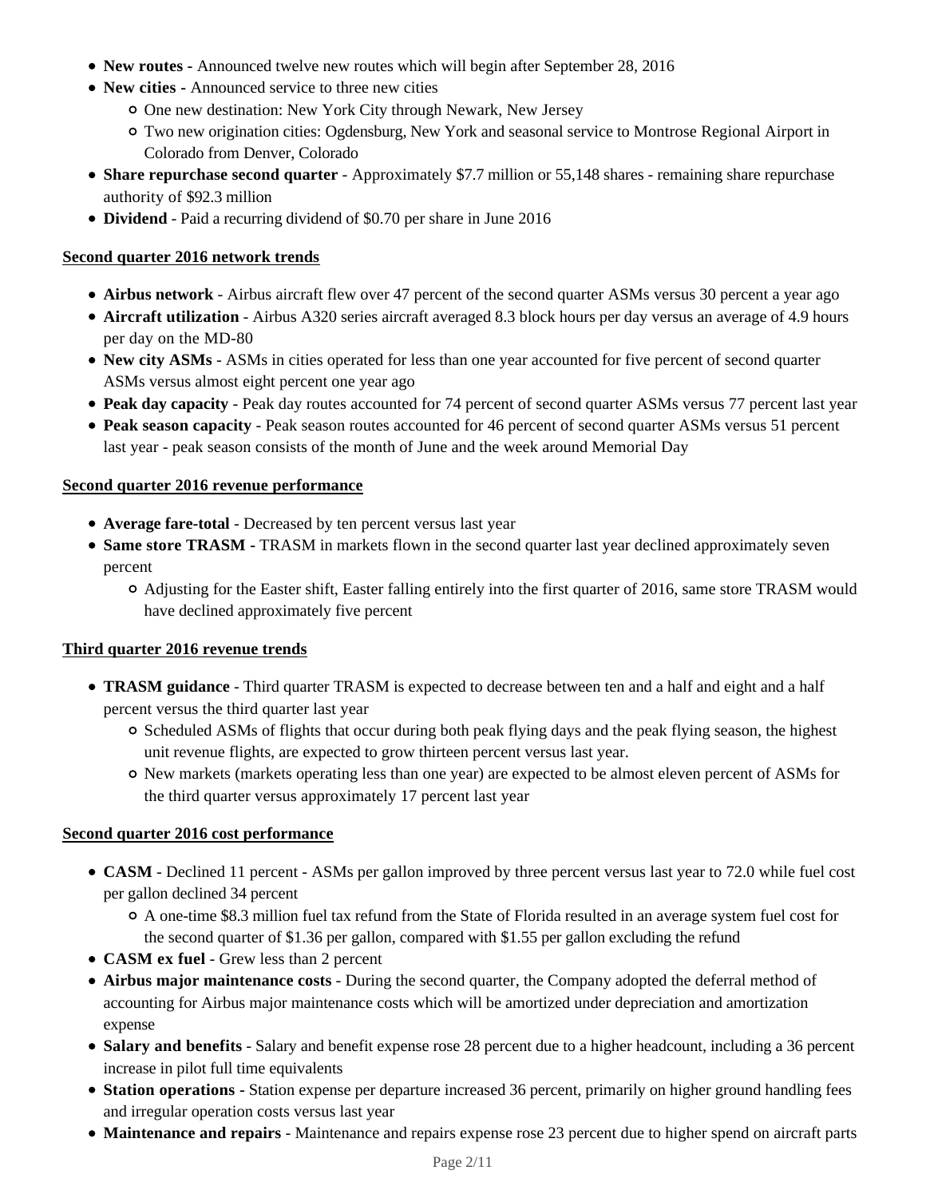- **New routes -** Announced twelve new routes which will begin after September 28, 2016
- **New cities -** Announced service to three new cities
    - One new destination: New York City through Newark, New Jersey
    - Two new origination cities: Ogdensburg, New York and seasonal service to Montrose Regional Airport in Colorado from Denver, Colorado
- **Share repurchase second quarter** - Approximately $7.7 million or 55,148 shares - remaining share repurchase authority of $92.3 million
- **Dividend** - Paid a recurring dividend of $0.70 per share in June 2016

**Second quarter 2016 network trends**

- **Airbus network** - Airbus aircraft flew over 47 percent of the second quarter ASMs versus 30 percent a year ago
- **Aircraft utilization** - Airbus A320 series aircraft averaged 8.3 block hours per day versus an average of 4.9 hours per day on the MD-80
- **New city ASMs** - ASMs in cities operated for less than one year accounted for five percent of second quarter ASMs versus almost eight percent one year ago
- **Peak day capacity** - Peak day routes accounted for 74 percent of second quarter ASMs versus 77 percent last year
- **Peak season capacity** - Peak season routes accounted for 46 percent of second quarter ASMs versus 51 percent last year - peak season consists of the month of June and the week around Memorial Day

**Second quarter 2016 revenue performance**

- **Average fare-total** - Decreased by ten percent versus last year
- **Same store TRASM -** TRASM in markets flown in the second quarter last year declined approximately seven percent
    - Adjusting for the Easter shift, Easter falling entirely into the first quarter of 2016, same store TRASM would have declined approximately five percent

**Third quarter 2016 revenue trends**

- **TRASM guidance** - Third quarter TRASM is expected to decrease between ten and a half and eight and a half percent versus the third quarter last year
    - Scheduled ASMs of flights that occur during both peak flying days and the peak flying season, the highest unit revenue flights, are expected to grow thirteen percent versus last year.
    - New markets (markets operating less than one year) are expected to be almost eleven percent of ASMs for the third quarter versus approximately 17 percent last year

**Second quarter 2016 cost performance**

- **CASM** - Declined 11 percent - ASMs per gallon improved by three percent versus last year to 72.0 while fuel cost per gallon declined 34 percent
    - A one-time $8.3 million fuel tax refund from the State of Florida resulted in an average system fuel cost for the second quarter of $1.36 per gallon, compared with $1.55 per gallon excluding the refund
- **CASM ex fuel** - Grew less than 2 percent
- **Airbus major maintenance costs** - During the second quarter, the Company adopted the deferral method of accounting for Airbus major maintenance costs which will be amortized under depreciation and amortization expense
- **Salary and benefits** - Salary and benefit expense rose 28 percent due to a higher headcount, including a 36 percent increase in pilot full time equivalents
- **Station operations -** Station expense per departure increased 36 percent, primarily on higher ground handling fees and irregular operation costs versus last year
- **Maintenance and repairs** - Maintenance and repairs expense rose 23 percent due to higher spend on aircraft parts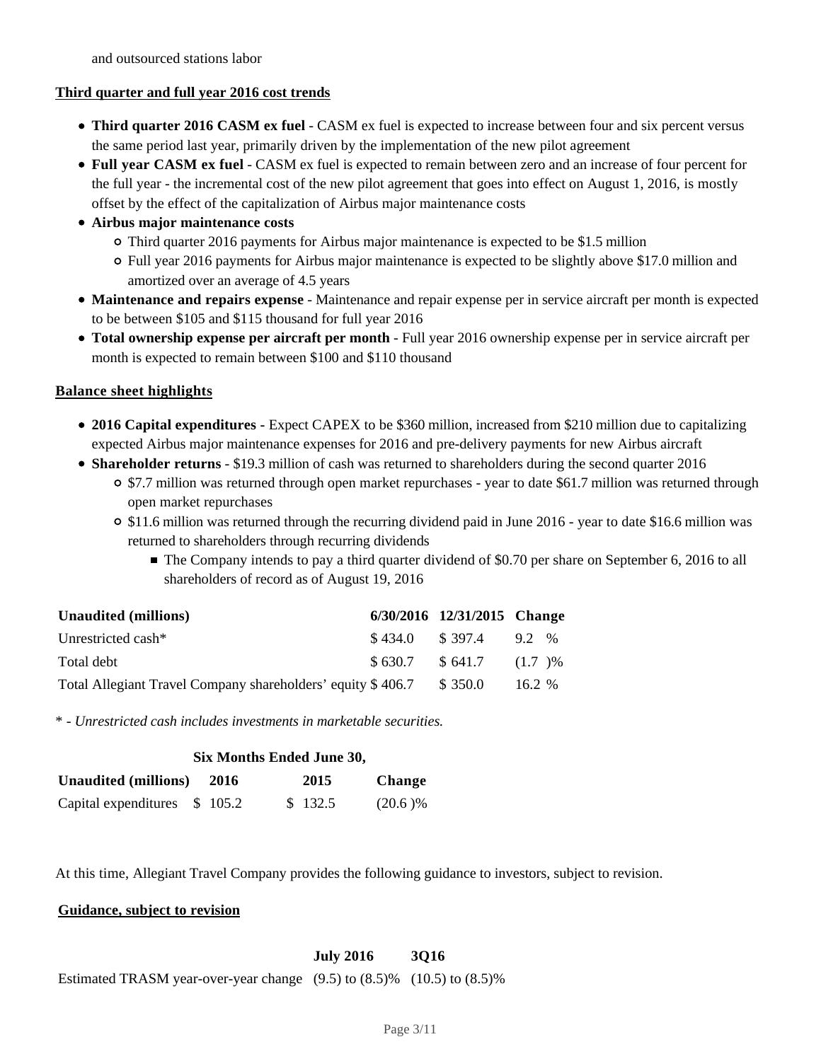and outsourced stations labor

**Third quarter and full year 2016 cost trends**

- **Third quarter 2016 CASM ex fuel** - CASM ex fuel is expected to increase between four and six percent versus the same period last year, primarily driven by the implementation of the new pilot agreement
- **Full year CASM ex fuel** - CASM ex fuel is expected to remain between zero and an increase of four percent for the full year - the incremental cost of the new pilot agreement that goes into effect on August 1, 2016, is mostly offset by the effect of the capitalization of Airbus major maintenance costs
- **Airbus major maintenance costs**
  - Third quarter 2016 payments for Airbus major maintenance is expected to be $1.5 million
  - Full year 2016 payments for Airbus major maintenance is expected to be slightly above $17.0 million and amortized over an average of 4.5 years
- **Maintenance and repairs expense** - Maintenance and repair expense per in service aircraft per month is expected to be between $105 and $115 thousand for full year 2016
- **Total ownership expense per aircraft per month** - Full year 2016 ownership expense per in service aircraft per month is expected to remain between $100 and $110 thousand

**Balance sheet highlights**

- **2016 Capital expenditures** - Expect CAPEX to be $360 million, increased from $210 million due to capitalizing expected Airbus major maintenance expenses for 2016 and pre-delivery payments for new Airbus aircraft
- **Shareholder returns** - $19.3 million of cash was returned to shareholders during the second quarter 2016
  - $7.7 million was returned through open market repurchases - year to date $61.7 million was returned through open market repurchases
  - $11.6 million was returned through the recurring dividend paid in June 2016 - year to date $16.6 million was returned to shareholders through recurring dividends
    - The Company intends to pay a third quarter dividend of $0.70 per share on September 6, 2016 to all shareholders of record as of August 19, 2016

| Unaudited (millions) | 6/30/2016 | 12/31/2015 | Change |
|---|---|---|---|
| Unrestricted cash* | $ 434.0 | $ 397.4 | 9.2 % |
| Total debt | $ 630.7 | $ 641.7 | (1.7 )% |
| Total Allegiant Travel Company shareholders' equity | $ 406.7 | $ 350.0 | 16.2 % |

\* - *Unrestricted cash includes investments in marketable securities.*

| | Six Months Ended June 30, | | |
|---|---|---|---|
| Unaudited (millions) | 2016 | 2015 | Change |
| Capital expenditures | $ 105.2 | $ 132.5 | (20.6 )% |

At this time, Allegiant Travel Company provides the following guidance to investors, subject to revision.

**Guidance, subject to revision**

| | July 2016 | 3Q16 |
|---|---|---|
| Estimated TRASM year-over-year change | (9.5) to (8.5)% | (10.5) to (8.5)% |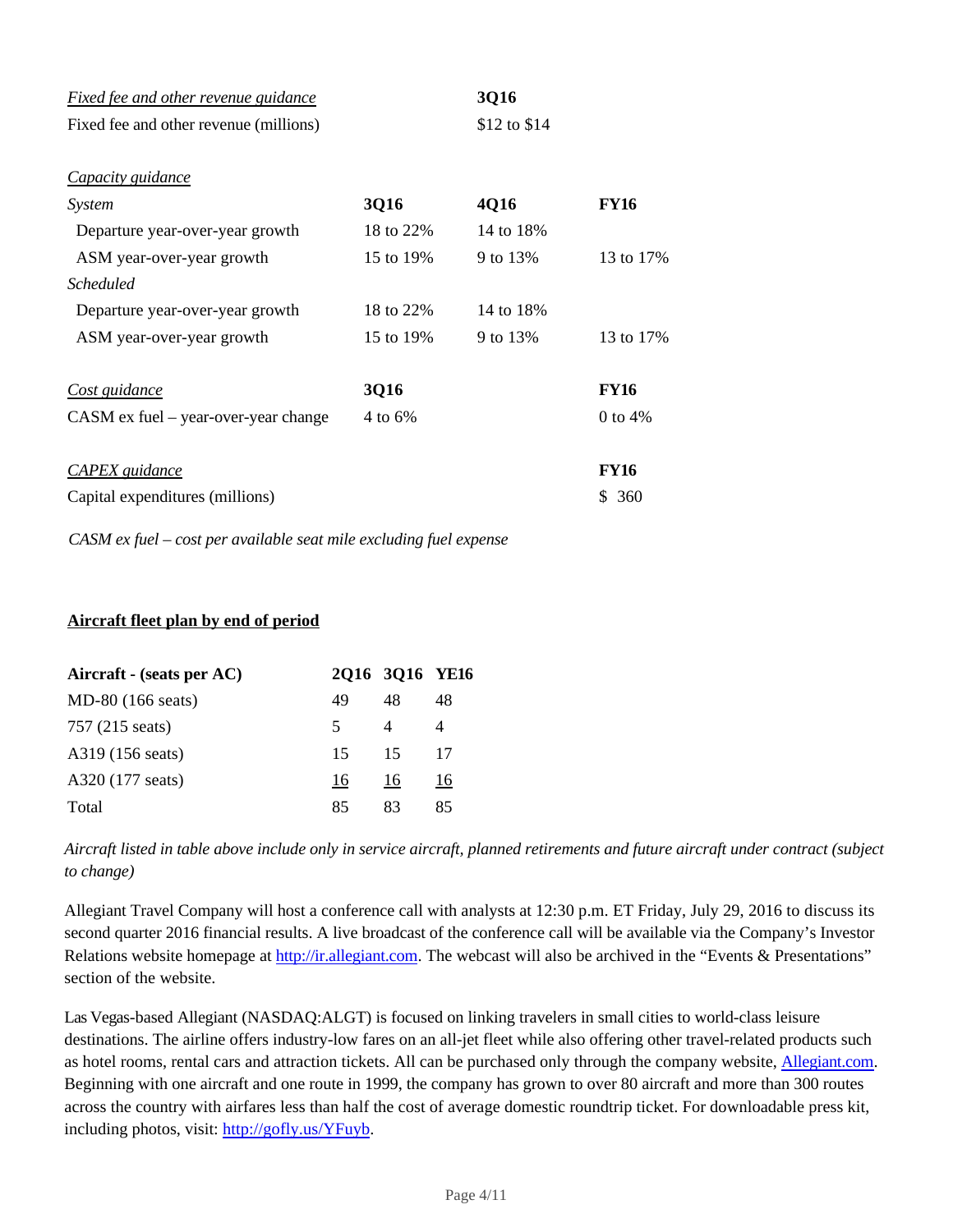| *Fixed fee and other revenue guidance* | 3Q16 |
|---|---|
| Fixed fee and other revenue (millions) | $12 to $14 |

| *Capacity guidance* | | | |
|---|---|---|---|
| *System* | **3Q16** | **4Q16** | **FY16** |
| Departure year-over-year growth | 18 to 22% | 14 to 18% | |
| ASM year-over-year growth | 15 to 19% | 9 to 13% | 13 to 17% |
| *Scheduled* | | | |
| Departure year-over-year growth | 18 to 22% | 14 to 18% | |
| ASM year-over-year growth | 15 to 19% | 9 to 13% | 13 to 17% |

| *Cost guidance* | **3Q16** | **FY16** |
|---|---|---|
| CASM ex fuel – year-over-year change | 4 to 6% | 0 to 4% |

| *CAPEX guidance* | **FY16** |
|---|---|
| Capital expenditures (millions) | $ 360 |

*CASM ex fuel – cost per available seat mile excluding fuel expense*

**Aircraft fleet plan by end of period**

| Aircraft - (seats per AC) | 2Q16 | 3Q16 | YE16 |
|---|---|---|---|
| MD-80 (166 seats) | 49 | 48 | 48 |
| 757 (215 seats) | 5 | 4 | 4 |
| A319 (156 seats) | 15 | 15 | 17 |
| A320 (177 seats) | 16 | 16 | 16 |
| Total | 85 | 83 | 85 |

*Aircraft listed in table above include only in service aircraft, planned retirements and future aircraft under contract (subject to change)*

Allegiant Travel Company will host a conference call with analysts at 12:30 p.m. ET Friday, July 29, 2016 to discuss its second quarter 2016 financial results. A live broadcast of the conference call will be available via the Company's Investor Relations website homepage at http://ir.allegiant.com. The webcast will also be archived in the "Events & Presentations" section of the website.

Las Vegas-based Allegiant (NASDAQ:ALGT) is focused on linking travelers in small cities to world-class leisure destinations. The airline offers industry-low fares on an all-jet fleet while also offering other travel-related products such as hotel rooms, rental cars and attraction tickets. All can be purchased only through the company website, Allegiant.com. Beginning with one aircraft and one route in 1999, the company has grown to over 80 aircraft and more than 300 routes across the country with airfares less than half the cost of average domestic roundtrip ticket. For downloadable press kit, including photos, visit: http://gofly.us/YFuyb.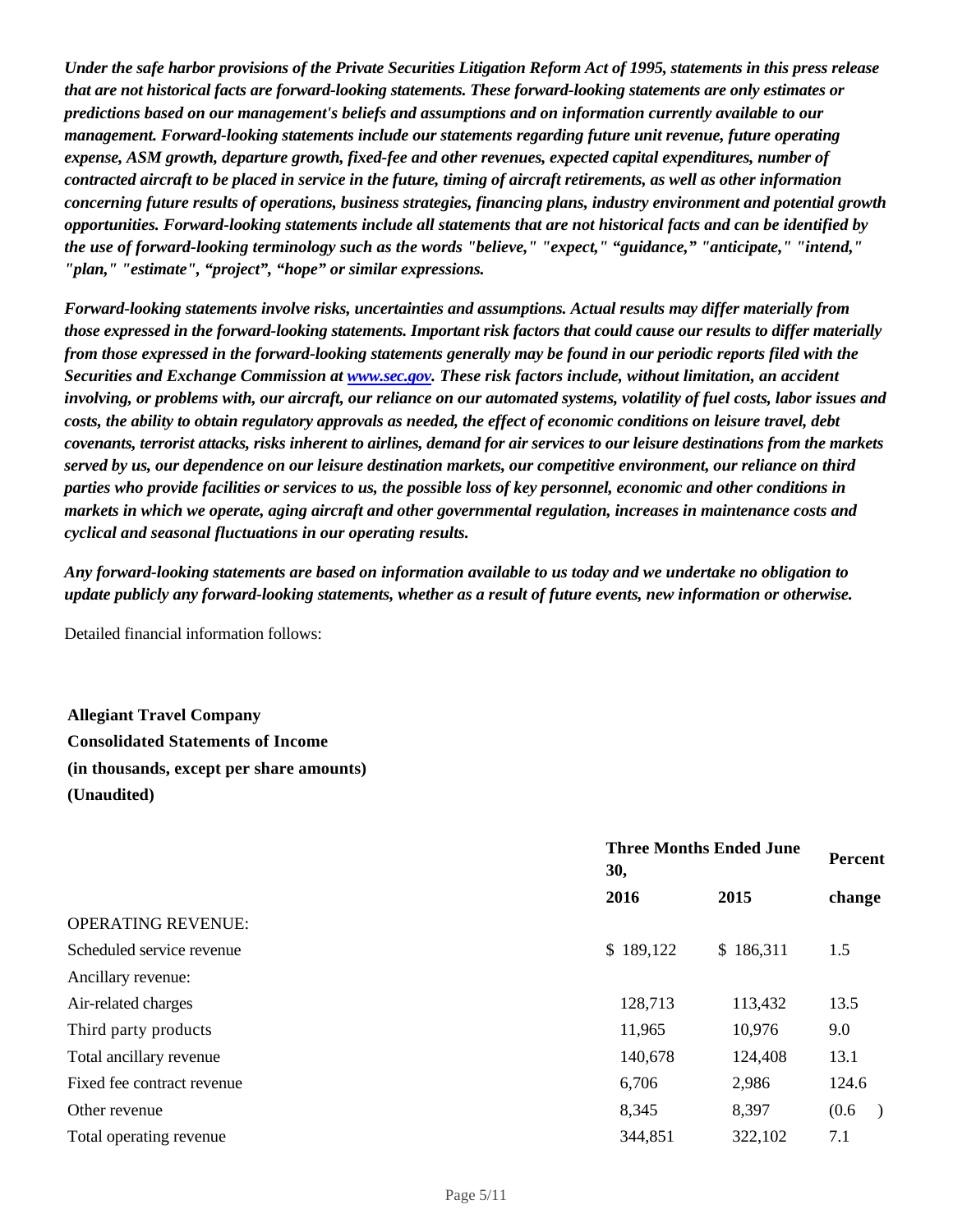***Under the safe harbor provisions of the Private Securities Litigation Reform Act of 1995, statements in this press release that are not historical facts are forward-looking statements. These forward-looking statements are only estimates or predictions based on our management's beliefs and assumptions and on information currently available to our management. Forward-looking statements include our statements regarding future unit revenue, future operating expense, ASM growth, departure growth, fixed-fee and other revenues, expected capital expenditures, number of contracted aircraft to be placed in service in the future, timing of aircraft retirements, as well as other information concerning future results of operations, business strategies, financing plans, industry environment and potential growth opportunities. Forward-looking statements include all statements that are not historical facts and can be identified by the use of forward-looking terminology such as the words "believe," "expect," "guidance," "anticipate," "intend," "plan," "estimate", "project", "hope" or similar expressions.***

***Forward-looking statements involve risks, uncertainties and assumptions. Actual results may differ materially from those expressed in the forward-looking statements. Important risk factors that could cause our results to differ materially from those expressed in the forward-looking statements generally may be found in our periodic reports filed with the Securities and Exchange Commission at www.sec.gov. These risk factors include, without limitation, an accident involving, or problems with, our aircraft, our reliance on our automated systems, volatility of fuel costs, labor issues and costs, the ability to obtain regulatory approvals as needed, the effect of economic conditions on leisure travel, debt covenants, terrorist attacks, risks inherent to airlines, demand for air services to our leisure destinations from the markets served by us, our dependence on our leisure destination markets, our competitive environment, our reliance on third parties who provide facilities or services to us, the possible loss of key personnel, economic and other conditions in markets in which we operate, aging aircraft and other governmental regulation, increases in maintenance costs and cyclical and seasonal fluctuations in our operating results.***

***Any forward-looking statements are based on information available to us today and we undertake no obligation to update publicly any forward-looking statements, whether as a result of future events, new information or otherwise.***

Detailed financial information follows:

**Allegiant Travel Company**
**Consolidated Statements of Income**
**(in thousands, except per share amounts)**
**(Unaudited)**

| | **Three Months Ended June 30,** | | **Percent** |
|---|---|---|---|
| | **2016** | **2015** | **change** |
| OPERATING REVENUE: | | | |
| Scheduled service revenue | $ 189,122 | $ 186,311 | 1.5 |
| Ancillary revenue: | | | |
| Air-related charges | 128,713 | 113,432 | 13.5 |
| Third party products | 11,965 | 10,976 | 9.0 |
| Total ancillary revenue | 140,678 | 124,408 | 13.1 |
| Fixed fee contract revenue | 6,706 | 2,986 | 124.6 |
| Other revenue | 8,345 | 8,397 | (0.6 ) |
| Total operating revenue | 344,851 | 322,102 | 7.1 |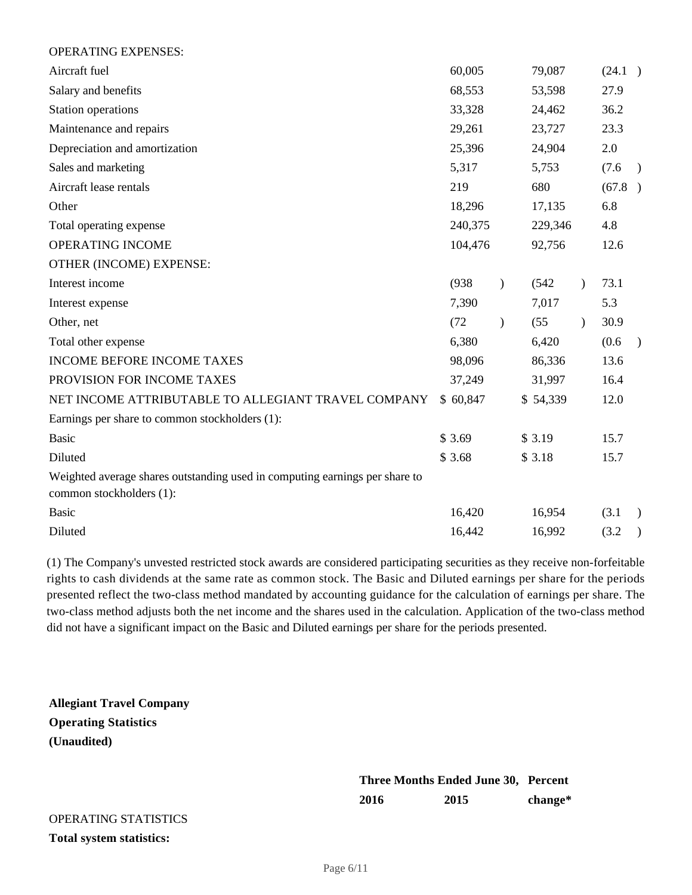| | | | |
|---|---|---|---|
| OPERATING EXPENSES: | | | |
| Aircraft fuel | 60,005 | 79,087 | (24.1 ) |
| Salary and benefits | 68,553 | 53,598 | 27.9 |
| Station operations | 33,328 | 24,462 | 36.2 |
| Maintenance and repairs | 29,261 | 23,727 | 23.3 |
| Depreciation and amortization | 25,396 | 24,904 | 2.0 |
| Sales and marketing | 5,317 | 5,753 | (7.6 ) |
| Aircraft lease rentals | 219 | 680 | (67.8 ) |
| Other | 18,296 | 17,135 | 6.8 |
| Total operating expense | 240,375 | 229,346 | 4.8 |
| OPERATING INCOME | 104,476 | 92,756 | 12.6 |
| OTHER (INCOME) EXPENSE: | | | |
| Interest income | (938 ) | (542 ) | 73.1 |
| Interest expense | 7,390 | 7,017 | 5.3 |
| Other, net | (72 ) | (55 ) | 30.9 |
| Total other expense | 6,380 | 6,420 | (0.6 ) |
| INCOME BEFORE INCOME TAXES | 98,096 | 86,336 | 13.6 |
| PROVISION FOR INCOME TAXES | 37,249 | 31,997 | 16.4 |
| NET INCOME ATTRIBUTABLE TO ALLEGIANT TRAVEL COMPANY | $ 60,847 | $ 54,339 | 12.0 |
| Earnings per share to common stockholders (1): | | | |
| Basic | $ 3.69 | $ 3.19 | 15.7 |
| Diluted | $ 3.68 | $ 3.18 | 15.7 |
| Weighted average shares outstanding used in computing earnings per share to common stockholders (1): | | | |
| Basic | 16,420 | 16,954 | (3.1 ) |
| Diluted | 16,442 | 16,992 | (3.2 ) |

(1) The Company's unvested restricted stock awards are considered participating securities as they receive non-forfeitable rights to cash dividends at the same rate as common stock. The Basic and Diluted earnings per share for the periods presented reflect the two-class method mandated by accounting guidance for the calculation of earnings per share. The two-class method adjusts both the net income and the shares used in the calculation. Application of the two-class method did not have a significant impact on the Basic and Diluted earnings per share for the periods presented.

**Allegiant Travel Company**
**Operating Statistics**
**(Unaudited)**

| | Three Months Ended June 30, | | Percent |
|---|---|---|---|
| | 2016 | 2015 | change* |
| OPERATING STATISTICS | | | |
| **Total system statistics:** | | | |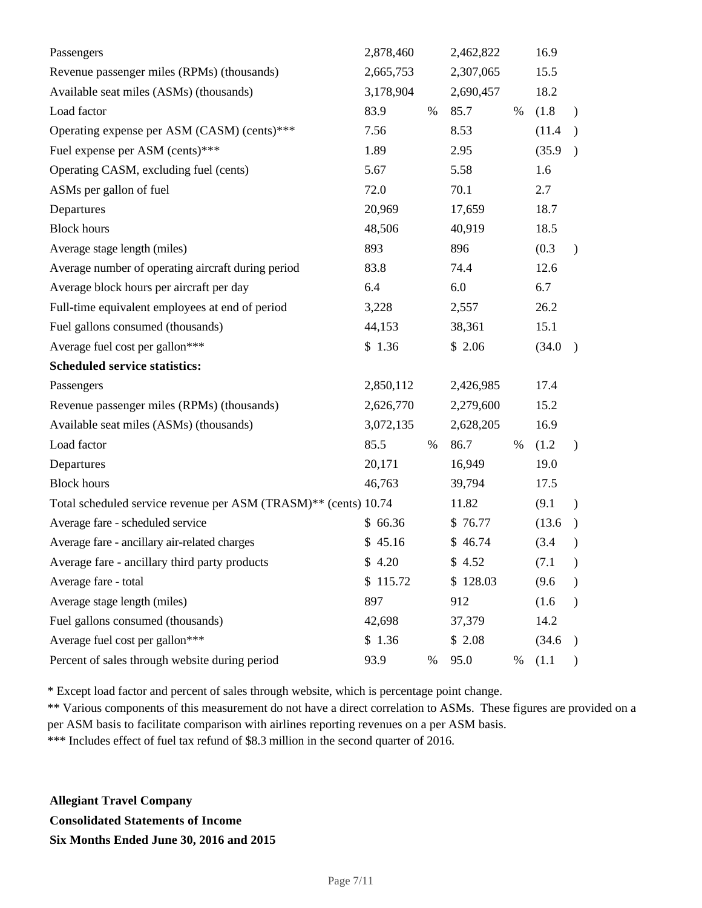| | | | |
|---|---|---|---|
| Passengers | 2,878,460 | 2,462,822 | 16.9 |
| Revenue passenger miles (RPMs) (thousands) | 2,665,753 | 2,307,065 | 15.5 |
| Available seat miles (ASMs) (thousands) | 3,178,904 | 2,690,457 | 18.2 |
| Load factor | 83.9 % | 85.7 % | (1.8 ) |
| Operating expense per ASM (CASM) (cents)*** | 7.56 | 8.53 | (11.4 ) |
| Fuel expense per ASM (cents)*** | 1.89 | 2.95 | (35.9 ) |
| Operating CASM, excluding fuel (cents) | 5.67 | 5.58 | 1.6 |
| ASMs per gallon of fuel | 72.0 | 70.1 | 2.7 |
| Departures | 20,969 | 17,659 | 18.7 |
| Block hours | 48,506 | 40,919 | 18.5 |
| Average stage length (miles) | 893 | 896 | (0.3 ) |
| Average number of operating aircraft during period | 83.8 | 74.4 | 12.6 |
| Average block hours per aircraft per day | 6.4 | 6.0 | 6.7 |
| Full-time equivalent employees at end of period | 3,228 | 2,557 | 26.2 |
| Fuel gallons consumed (thousands) | 44,153 | 38,361 | 15.1 |
| Average fuel cost per gallon*** | $ 1.36 | $ 2.06 | (34.0 ) |
| **Scheduled service statistics:** | | | |
| Passengers | 2,850,112 | 2,426,985 | 17.4 |
| Revenue passenger miles (RPMs) (thousands) | 2,626,770 | 2,279,600 | 15.2 |
| Available seat miles (ASMs) (thousands) | 3,072,135 | 2,628,205 | 16.9 |
| Load factor | 85.5 % | 86.7 % | (1.2 ) |
| Departures | 20,171 | 16,949 | 19.0 |
| Block hours | 46,763 | 39,794 | 17.5 |
| Total scheduled service revenue per ASM (TRASM)** (cents) | 10.74 | 11.82 | (9.1 ) |
| Average fare - scheduled service | $ 66.36 | $ 76.77 | (13.6 ) |
| Average fare - ancillary air-related charges | $ 45.16 | $ 46.74 | (3.4 ) |
| Average fare - ancillary third party products | $ 4.20 | $ 4.52 | (7.1 ) |
| Average fare - total | $ 115.72 | $ 128.03 | (9.6 ) |
| Average stage length (miles) | 897 | 912 | (1.6 ) |
| Fuel gallons consumed (thousands) | 42,698 | 37,379 | 14.2 |
| Average fuel cost per gallon*** | $ 1.36 | $ 2.08 | (34.6 ) |
| Percent of sales through website during period | 93.9 % | 95.0 % | (1.1 ) |

* Except load factor and percent of sales through website, which is percentage point change.

** Various components of this measurement do not have a direct correlation to ASMs. These figures are provided on a per ASM basis to facilitate comparison with airlines reporting revenues on a per ASM basis.

*** Includes effect of fuel tax refund of $8.3 million in the second quarter of 2016.

**Allegiant Travel Company**

**Consolidated Statements of Income**

**Six Months Ended June 30, 2016 and 2015**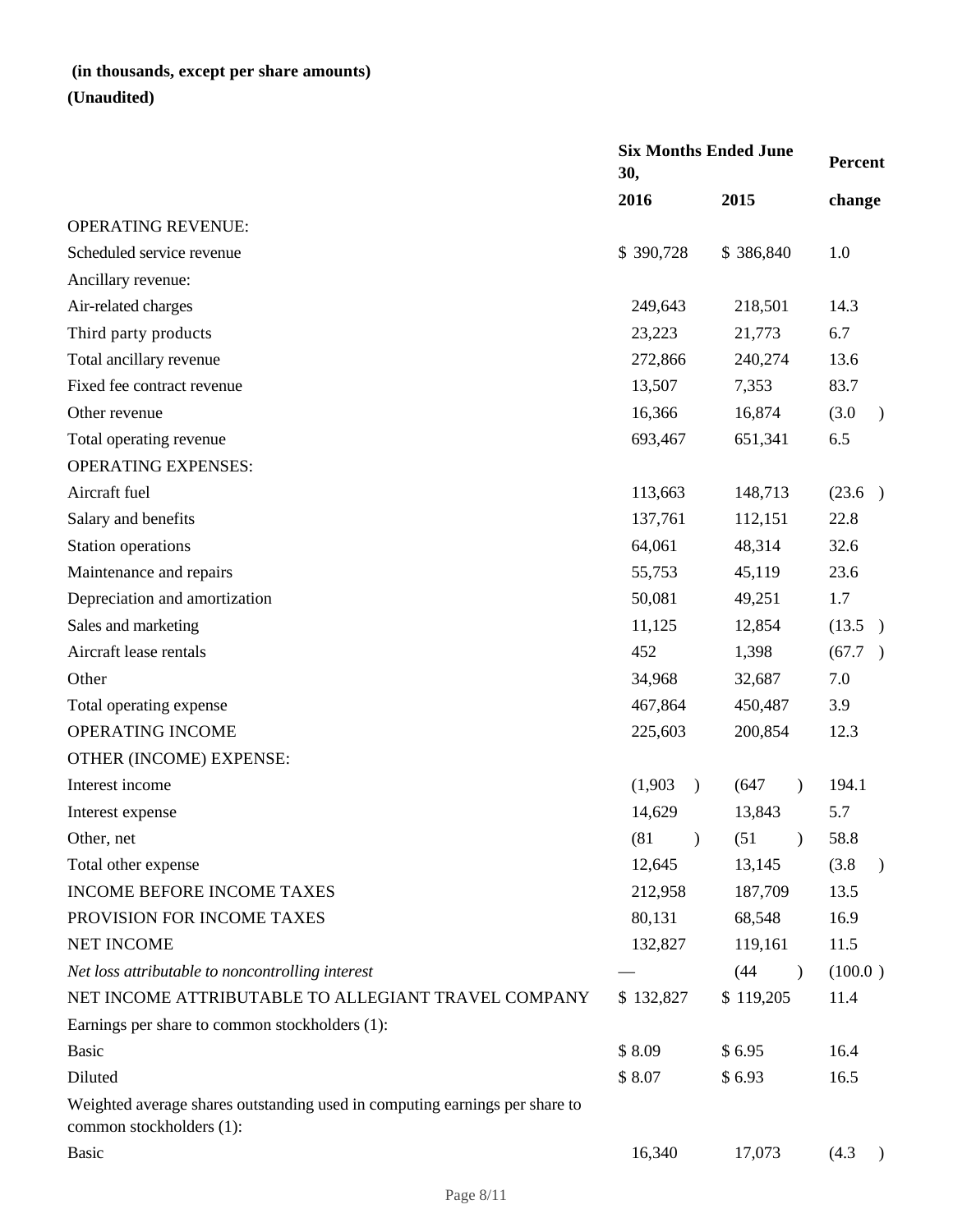**(in thousands, except per share amounts)**

**(Unaudited)**

| | Six Months Ended June 30, | | Percent |
|---|---|---|---|
| | 2016 | 2015 | change |
| OPERATING REVENUE: | | | |
| Scheduled service revenue | $ 390,728 | $ 386,840 | 1.0 |
| Ancillary revenue: | | | |
| Air-related charges | 249,643 | 218,501 | 14.3 |
| Third party products | 23,223 | 21,773 | 6.7 |
| Total ancillary revenue | 272,866 | 240,274 | 13.6 |
| Fixed fee contract revenue | 13,507 | 7,353 | 83.7 |
| Other revenue | 16,366 | 16,874 | (3.0 ) |
| Total operating revenue | 693,467 | 651,341 | 6.5 |
| OPERATING EXPENSES: | | | |
| Aircraft fuel | 113,663 | 148,713 | (23.6 ) |
| Salary and benefits | 137,761 | 112,151 | 22.8 |
| Station operations | 64,061 | 48,314 | 32.6 |
| Maintenance and repairs | 55,753 | 45,119 | 23.6 |
| Depreciation and amortization | 50,081 | 49,251 | 1.7 |
| Sales and marketing | 11,125 | 12,854 | (13.5 ) |
| Aircraft lease rentals | 452 | 1,398 | (67.7 ) |
| Other | 34,968 | 32,687 | 7.0 |
| Total operating expense | 467,864 | 450,487 | 3.9 |
| OPERATING INCOME | 225,603 | 200,854 | 12.3 |
| OTHER (INCOME) EXPENSE: | | | |
| Interest income | (1,903 ) | (647 ) | 194.1 |
| Interest expense | 14,629 | 13,843 | 5.7 |
| Other, net | (81 ) | (51 ) | 58.8 |
| Total other expense | 12,645 | 13,145 | (3.8 ) |
| INCOME BEFORE INCOME TAXES | 212,958 | 187,709 | 13.5 |
| PROVISION FOR INCOME TAXES | 80,131 | 68,548 | 16.9 |
| NET INCOME | 132,827 | 119,161 | 11.5 |
| *Net loss attributable to noncontrolling interest* | — | (44 ) | (100.0 ) |
| NET INCOME ATTRIBUTABLE TO ALLEGIANT TRAVEL COMPANY | $ 132,827 | $ 119,205 | 11.4 |
| Earnings per share to common stockholders (1): | | | |
| Basic | $ 8.09 | $ 6.95 | 16.4 |
| Diluted | $ 8.07 | $ 6.93 | 16.5 |
| Weighted average shares outstanding used in computing earnings per share to common stockholders (1): | | | |
| Basic | 16,340 | 17,073 | (4.3 ) |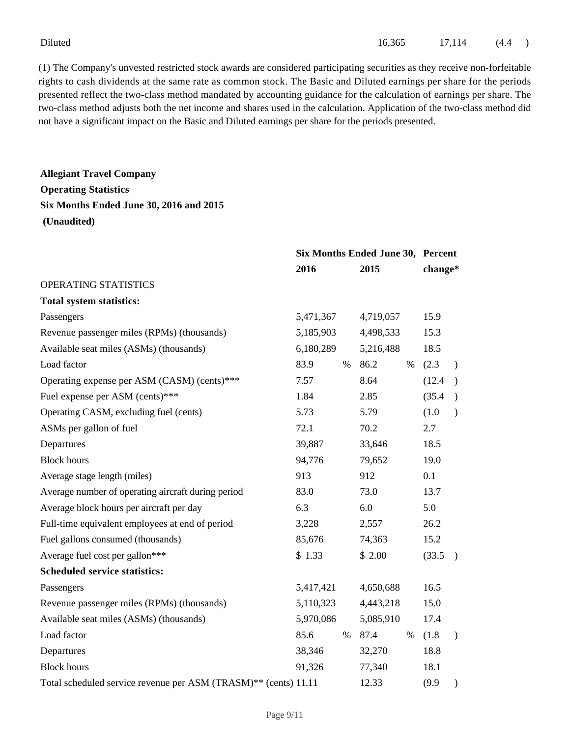| | | | |
|---|---|---|---|
| Diluted | 16,365 | 17,114 | (4.4 ) |

(1) The Company's unvested restricted stock awards are considered participating securities as they receive non-forfeitable rights to cash dividends at the same rate as common stock. The Basic and Diluted earnings per share for the periods presented reflect the two-class method mandated by accounting guidance for the calculation of earnings per share. The two-class method adjusts both the net income and shares used in the calculation. Application of the two-class method did not have a significant impact on the Basic and Diluted earnings per share for the periods presented.

**Allegiant Travel Company**
**Operating Statistics**
**Six Months Ended June 30, 2016 and 2015**
**(Unaudited)**

| | **Six Months Ended June 30,** | | **Percent** |
|---|---|---|---|
| | **2016** | **2015** | **change*** |
| OPERATING STATISTICS | | | |
| **Total system statistics:** | | | |
| Passengers | 5,471,367 | 4,719,057 | 15.9 |
| Revenue passenger miles (RPMs) (thousands) | 5,185,903 | 4,498,533 | 15.3 |
| Available seat miles (ASMs) (thousands) | 6,180,289 | 5,216,488 | 18.5 |
| Load factor | 83.9 % | 86.2 % | (2.3 ) |
| Operating expense per ASM (CASM) (cents)*** | 7.57 | 8.64 | (12.4 ) |
| Fuel expense per ASM (cents)*** | 1.84 | 2.85 | (35.4 ) |
| Operating CASM, excluding fuel (cents) | 5.73 | 5.79 | (1.0 ) |
| ASMs per gallon of fuel | 72.1 | 70.2 | 2.7 |
| Departures | 39,887 | 33,646 | 18.5 |
| Block hours | 94,776 | 79,652 | 19.0 |
| Average stage length (miles) | 913 | 912 | 0.1 |
| Average number of operating aircraft during period | 83.0 | 73.0 | 13.7 |
| Average block hours per aircraft per day | 6.3 | 6.0 | 5.0 |
| Full-time equivalent employees at end of period | 3,228 | 2,557 | 26.2 |
| Fuel gallons consumed (thousands) | 85,676 | 74,363 | 15.2 |
| Average fuel cost per gallon*** | $ 1.33 | $ 2.00 | (33.5 ) |
| **Scheduled service statistics:** | | | |
| Passengers | 5,417,421 | 4,650,688 | 16.5 |
| Revenue passenger miles (RPMs) (thousands) | 5,110,323 | 4,443,218 | 15.0 |
| Available seat miles (ASMs) (thousands) | 5,970,086 | 5,085,910 | 17.4 |
| Load factor | 85.6 % | 87.4 % | (1.8 ) |
| Departures | 38,346 | 32,270 | 18.8 |
| Block hours | 91,326 | 77,340 | 18.1 |
| Total scheduled service revenue per ASM (TRASM)** (cents) | 11.11 | 12.33 | (9.9 ) |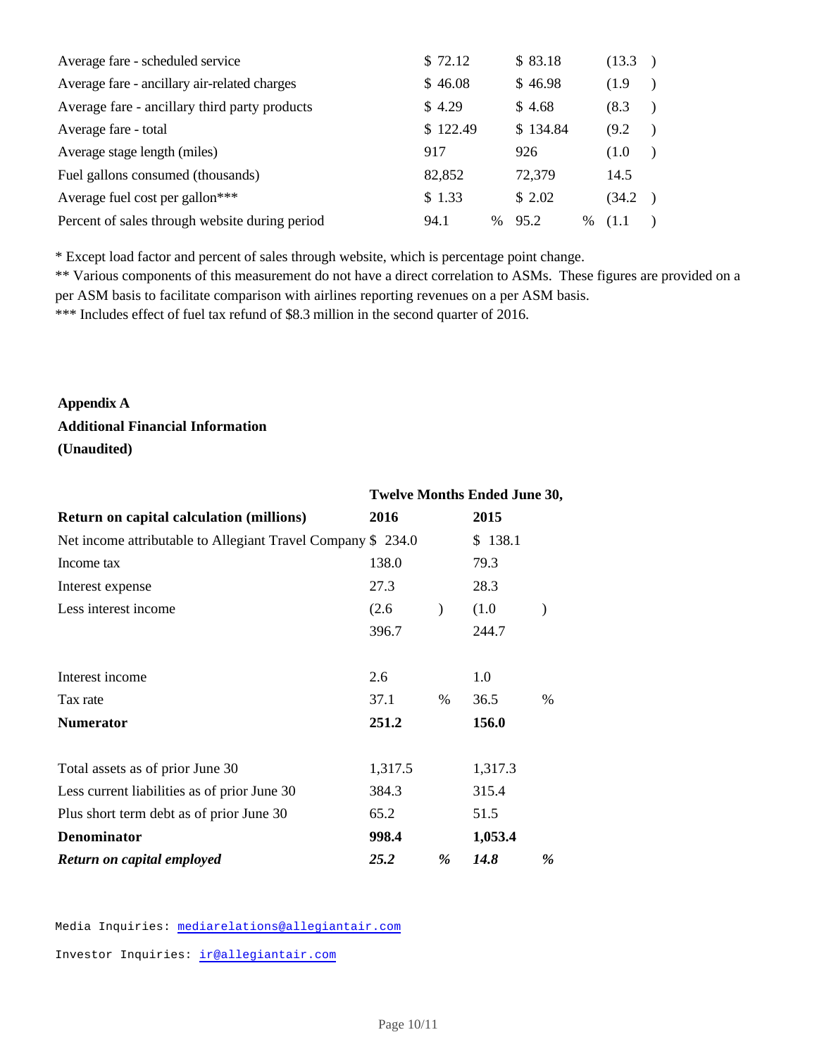| | | | |
|---|---|---|---|
| Average fare - scheduled service | $ 72.12 | $ 83.18 | (13.3 ) |
| Average fare - ancillary air-related charges | $ 46.08 | $ 46.98 | (1.9 ) |
| Average fare - ancillary third party products | $ 4.29 | $ 4.68 | (8.3 ) |
| Average fare - total | $ 122.49 | $ 134.84 | (9.2 ) |
| Average stage length (miles) | 917 | 926 | (1.0 ) |
| Fuel gallons consumed (thousands) | 82,852 | 72,379 | 14.5 |
| Average fuel cost per gallon*** | $ 1.33 | $ 2.02 | (34.2 ) |
| Percent of sales through website during period | 94.1 % | 95.2 % | (1.1 ) |

* Except load factor and percent of sales through website, which is percentage point change.
** Various components of this measurement do not have a direct correlation to ASMs. These figures are provided on a per ASM basis to facilitate comparison with airlines reporting revenues on a per ASM basis.
*** Includes effect of fuel tax refund of $8.3 million in the second quarter of 2016.

**Appendix A**
**Additional Financial Information**
**(Unaudited)**

| | **Twelve Months Ended June 30,** | |
|---|---|---|
| **Return on capital calculation (millions)** | **2016** | **2015** |
| Net income attributable to Allegiant Travel Company | $ 234.0 | $ 138.1 |
| Income tax | 138.0 | 79.3 |
| Interest expense | 27.3 | 28.3 |
| Less interest income | (2.6 ) | (1.0 ) |
| | 396.7 | 244.7 |
| | | |
| Interest income | 2.6 | 1.0 |
| Tax rate | 37.1 % | 36.5 % |
| **Numerator** | **251.2** | **156.0** |
| | | |
| Total assets as of prior June 30 | 1,317.5 | 1,317.3 |
| Less current liabilities as of prior June 30 | 384.3 | 315.4 |
| Plus short term debt as of prior June 30 | 65.2 | 51.5 |
| **Denominator** | **998.4** | **1,053.4** |
| ***Return on capital employed*** | ***25.2 %*** | ***14.8 %*** |

Media Inquiries: mediarelations@allegiantair.com

Investor Inquiries: ir@allegiantair.com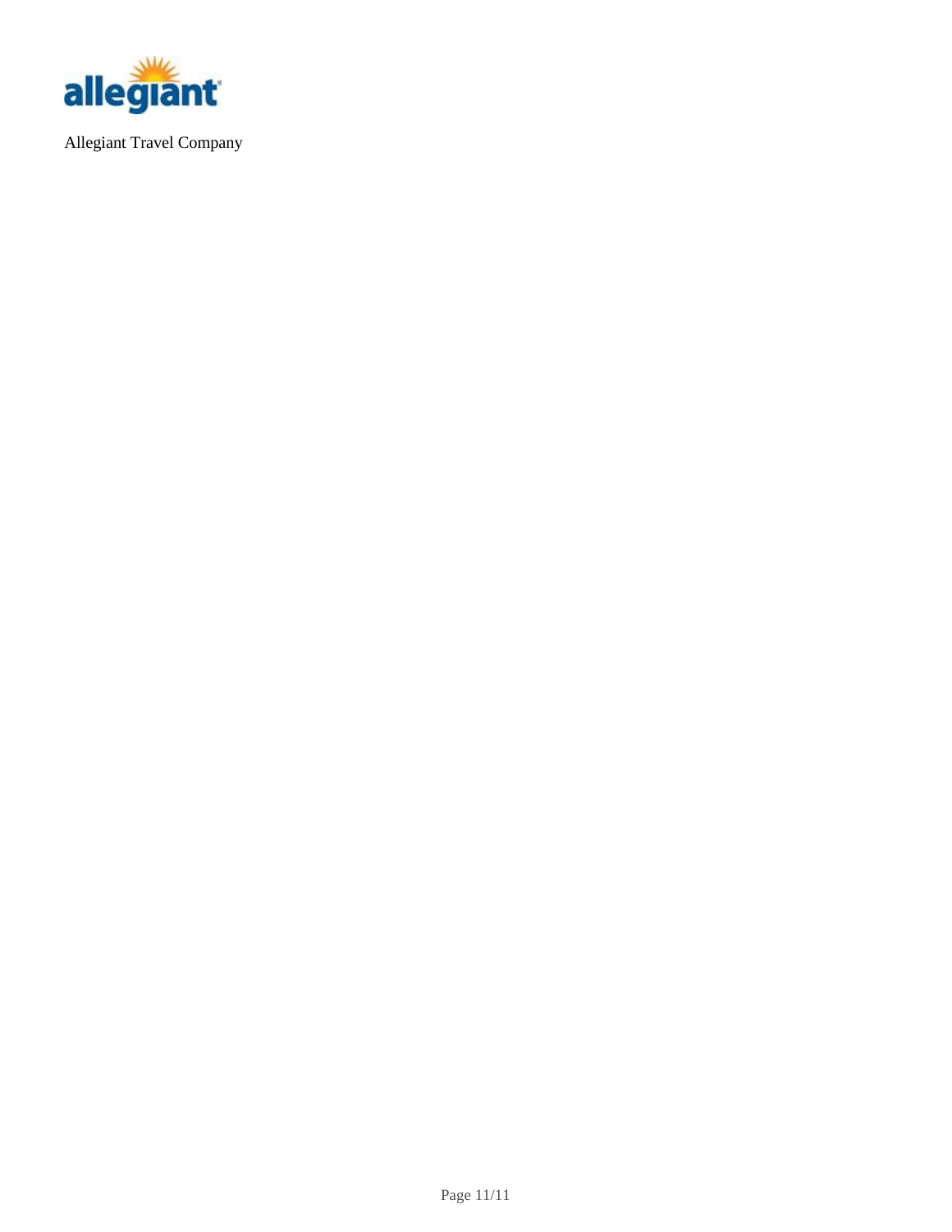Allegiant Travel Company